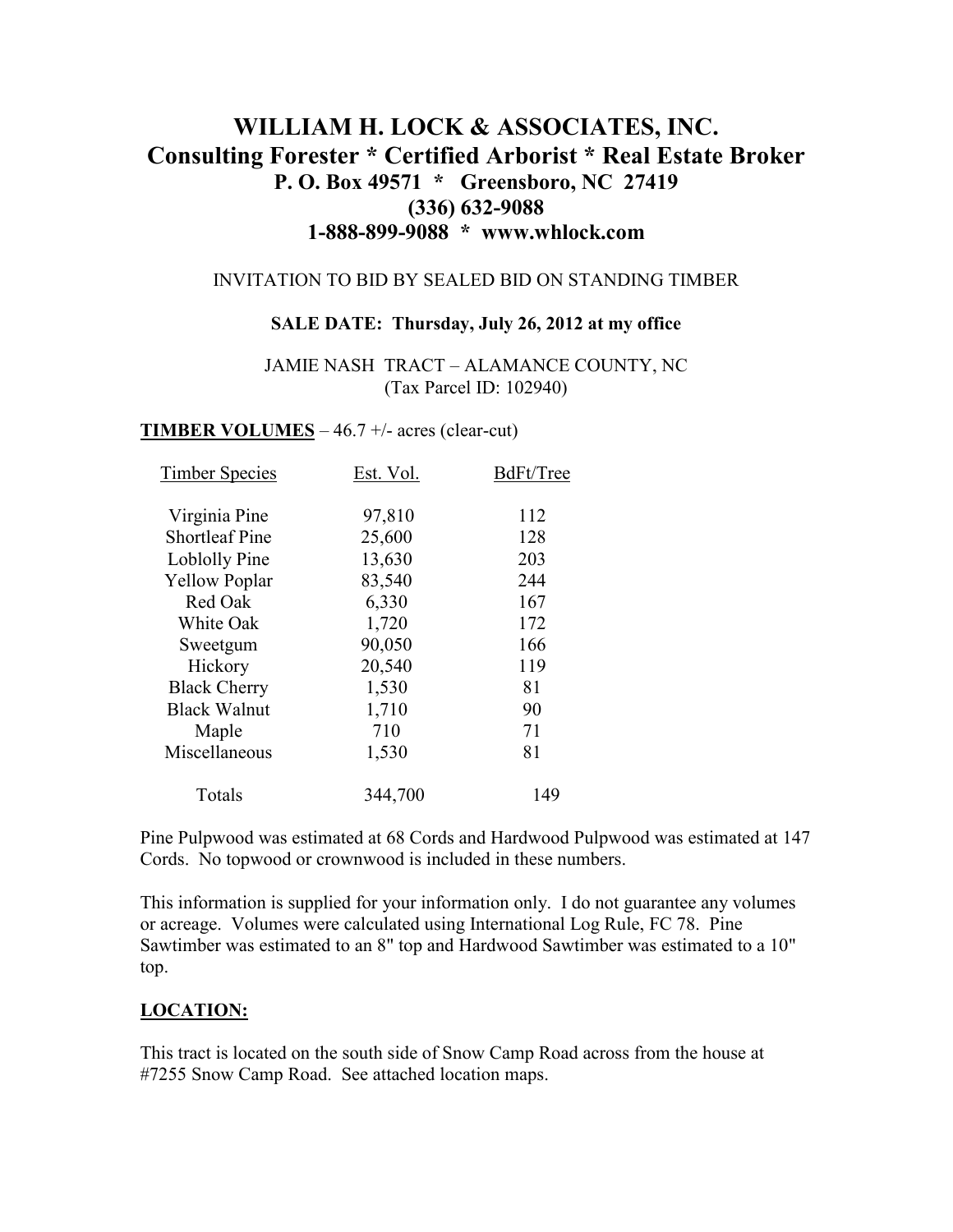# WILLIAM H. LOCK & ASSOCIATES, INC.

## Consulting Forester * Certified Arborist * Real Estate Broker

**P. O. Box 49571 * Greensboro, NC 27419**
**(336) 632-9088**
**1-888-899-9088 * www.whlock.com**

INVITATION TO BID BY SEALED BID ON STANDING TIMBER

**SALE DATE: Thursday, July 26, 2012 at my office**

JAMIE NASH TRACT – ALAMANCE COUNTY, NC
(Tax Parcel ID: 102940)

**TIMBER VOLUMES** – 46.7 +/- acres (clear-cut)

| Timber Species | Est. Vol. | BdFt/Tree |
|---|---|---|
| Virginia Pine | 97,810 | 112 |
| Shortleaf Pine | 25,600 | 128 |
| Loblolly Pine | 13,630 | 203 |
| Yellow Poplar | 83,540 | 244 |
| Red Oak | 6,330 | 167 |
| White Oak | 1,720 | 172 |
| Sweetgum | 90,050 | 166 |
| Hickory | 20,540 | 119 |
| Black Cherry | 1,530 | 81 |
| Black Walnut | 1,710 | 90 |
| Maple | 710 | 71 |
| Miscellaneous | 1,530 | 81 |
| Totals | 344,700 | 149 |

Pine Pulpwood was estimated at 68 Cords and Hardwood Pulpwood was estimated at 147 Cords. No topwood or crownwood is included in these numbers.

This information is supplied for your information only. I do not guarantee any volumes or acreage. Volumes were calculated using International Log Rule, FC 78. Pine Sawtimber was estimated to an 8" top and Hardwood Sawtimber was estimated to a 10" top.

**LOCATION:**

This tract is located on the south side of Snow Camp Road across from the house at #7255 Snow Camp Road. See attached location maps.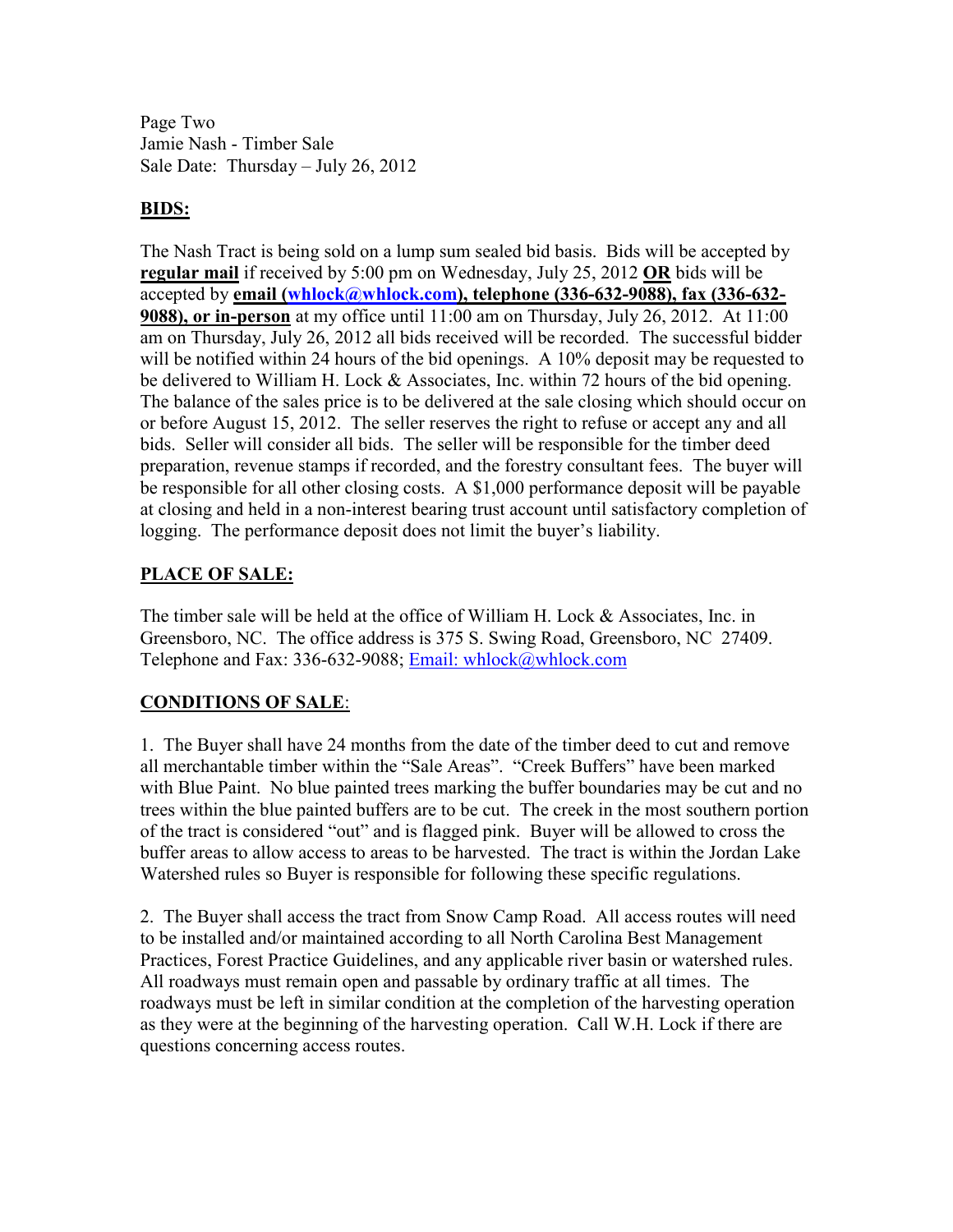Page Two
Jamie Nash - Timber Sale
Sale Date: Thursday – July 26, 2012

## BIDS:

The Nash Tract is being sold on a lump sum sealed bid basis. Bids will be accepted by **regular mail** if received by 5:00 pm on Wednesday, July 25, 2012 **OR** bids will be accepted by **email (whlock@whlock.com), telephone (336-632-9088), fax (336-632-9088), or in-person** at my office until 11:00 am on Thursday, July 26, 2012. At 11:00 am on Thursday, July 26, 2012 all bids received will be recorded. The successful bidder will be notified within 24 hours of the bid openings. A 10% deposit may be requested to be delivered to William H. Lock & Associates, Inc. within 72 hours of the bid opening. The balance of the sales price is to be delivered at the sale closing which should occur on or before August 15, 2012. The seller reserves the right to refuse or accept any and all bids. Seller will consider all bids. The seller will be responsible for the timber deed preparation, revenue stamps if recorded, and the forestry consultant fees. The buyer will be responsible for all other closing costs. A $1,000 performance deposit will be payable at closing and held in a non-interest bearing trust account until satisfactory completion of logging. The performance deposit does not limit the buyer's liability.

## PLACE OF SALE:

The timber sale will be held at the office of William H. Lock & Associates, Inc. in Greensboro, NC. The office address is 375 S. Swing Road, Greensboro, NC 27409. Telephone and Fax: 336-632-9088; Email: whlock@whlock.com

## CONDITIONS OF SALE:

1. The Buyer shall have 24 months from the date of the timber deed to cut and remove all merchantable timber within the "Sale Areas". "Creek Buffers" have been marked with Blue Paint. No blue painted trees marking the buffer boundaries may be cut and no trees within the blue painted buffers are to be cut. The creek in the most southern portion of the tract is considered "out" and is flagged pink. Buyer will be allowed to cross the buffer areas to allow access to areas to be harvested. The tract is within the Jordan Lake Watershed rules so Buyer is responsible for following these specific regulations.

2. The Buyer shall access the tract from Snow Camp Road. All access routes will need to be installed and/or maintained according to all North Carolina Best Management Practices, Forest Practice Guidelines, and any applicable river basin or watershed rules. All roadways must remain open and passable by ordinary traffic at all times. The roadways must be left in similar condition at the completion of the harvesting operation as they were at the beginning of the harvesting operation. Call W.H. Lock if there are questions concerning access routes.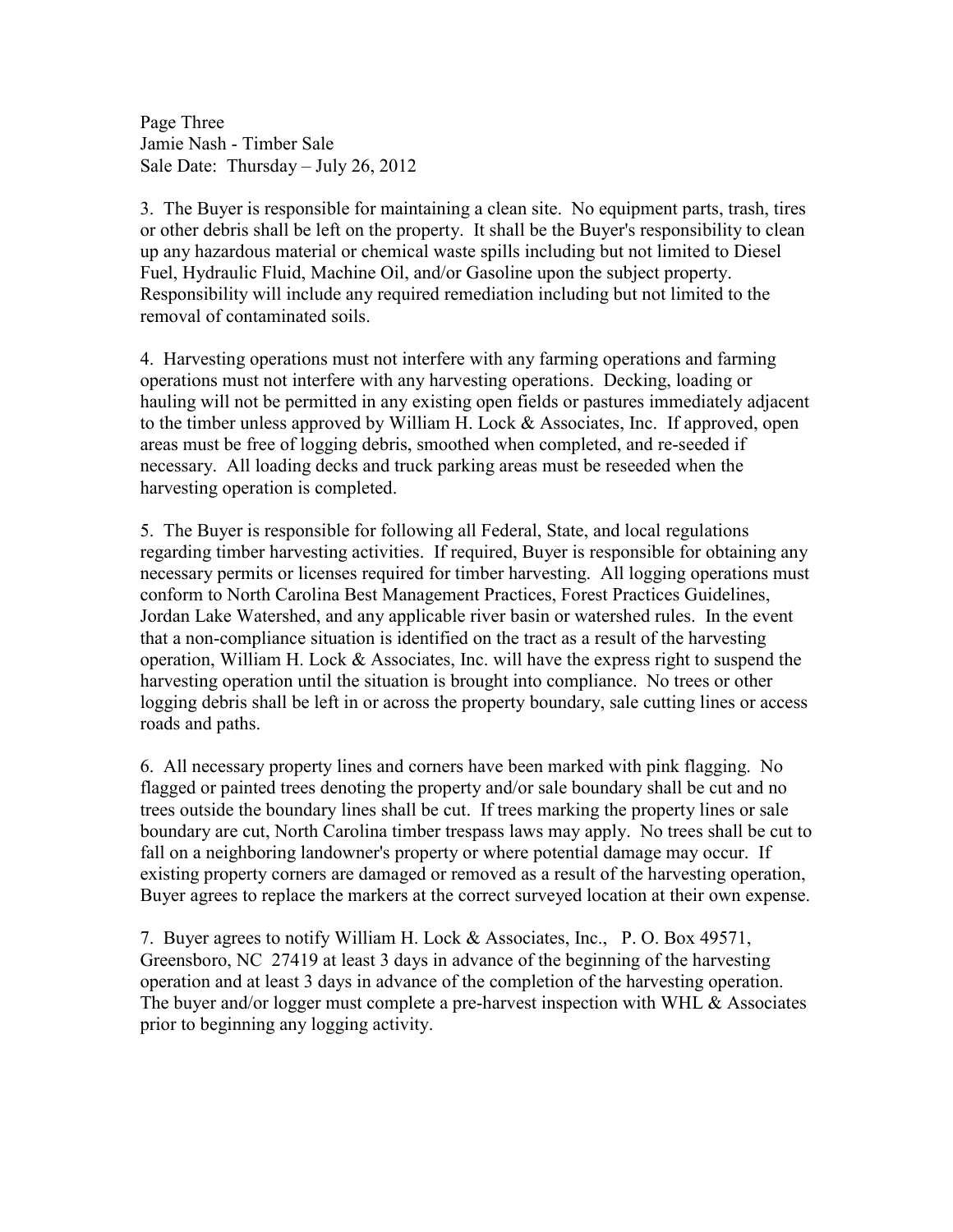3. The Buyer is responsible for maintaining a clean site. No equipment parts, trash, tires or other debris shall be left on the property. It shall be the Buyer's responsibility to clean up any hazardous material or chemical waste spills including but not limited to Diesel Fuel, Hydraulic Fluid, Machine Oil, and/or Gasoline upon the subject property. Responsibility will include any required remediation including but not limited to the removal of contaminated soils.

4. Harvesting operations must not interfere with any farming operations and farming operations must not interfere with any harvesting operations. Decking, loading or hauling will not be permitted in any existing open fields or pastures immediately adjacent to the timber unless approved by William H. Lock & Associates, Inc. If approved, open areas must be free of logging debris, smoothed when completed, and re-seeded if necessary. All loading decks and truck parking areas must be reseeded when the harvesting operation is completed.

5. The Buyer is responsible for following all Federal, State, and local regulations regarding timber harvesting activities. If required, Buyer is responsible for obtaining any necessary permits or licenses required for timber harvesting. All logging operations must conform to North Carolina Best Management Practices, Forest Practices Guidelines, Jordan Lake Watershed, and any applicable river basin or watershed rules. In the event that a non-compliance situation is identified on the tract as a result of the harvesting operation, William H. Lock & Associates, Inc. will have the express right to suspend the harvesting operation until the situation is brought into compliance. No trees or other logging debris shall be left in or across the property boundary, sale cutting lines or access roads and paths.

6. All necessary property lines and corners have been marked with pink flagging. No flagged or painted trees denoting the property and/or sale boundary shall be cut and no trees outside the boundary lines shall be cut. If trees marking the property lines or sale boundary are cut, North Carolina timber trespass laws may apply. No trees shall be cut to fall on a neighboring landowner's property or where potential damage may occur. If existing property corners are damaged or removed as a result of the harvesting operation, Buyer agrees to replace the markers at the correct surveyed location at their own expense.

7. Buyer agrees to notify William H. Lock & Associates, Inc., P. O. Box 49571, Greensboro, NC 27419 at least 3 days in advance of the beginning of the harvesting operation and at least 3 days in advance of the completion of the harvesting operation. The buyer and/or logger must complete a pre-harvest inspection with WHL & Associates prior to beginning any logging activity.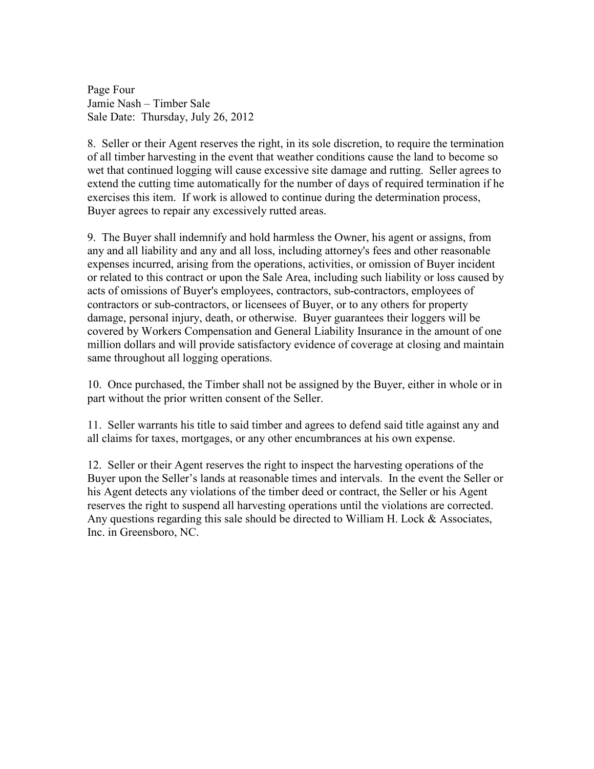8. Seller or their Agent reserves the right, in its sole discretion, to require the termination of all timber harvesting in the event that weather conditions cause the land to become so wet that continued logging will cause excessive site damage and rutting. Seller agrees to extend the cutting time automatically for the number of days of required termination if he exercises this item. If work is allowed to continue during the determination process, Buyer agrees to repair any excessively rutted areas.

9. The Buyer shall indemnify and hold harmless the Owner, his agent or assigns, from any and all liability and any and all loss, including attorney's fees and other reasonable expenses incurred, arising from the operations, activities, or omission of Buyer incident or related to this contract or upon the Sale Area, including such liability or loss caused by acts of omissions of Buyer's employees, contractors, sub-contractors, employees of contractors or sub-contractors, or licensees of Buyer, or to any others for property damage, personal injury, death, or otherwise. Buyer guarantees their loggers will be covered by Workers Compensation and General Liability Insurance in the amount of one million dollars and will provide satisfactory evidence of coverage at closing and maintain same throughout all logging operations.

10. Once purchased, the Timber shall not be assigned by the Buyer, either in whole or in part without the prior written consent of the Seller.

11. Seller warrants his title to said timber and agrees to defend said title against any and all claims for taxes, mortgages, or any other encumbrances at his own expense.

12. Seller or their Agent reserves the right to inspect the harvesting operations of the Buyer upon the Seller's lands at reasonable times and intervals. In the event the Seller or his Agent detects any violations of the timber deed or contract, the Seller or his Agent reserves the right to suspend all harvesting operations until the violations are corrected. Any questions regarding this sale should be directed to William H. Lock & Associates, Inc. in Greensboro, NC.